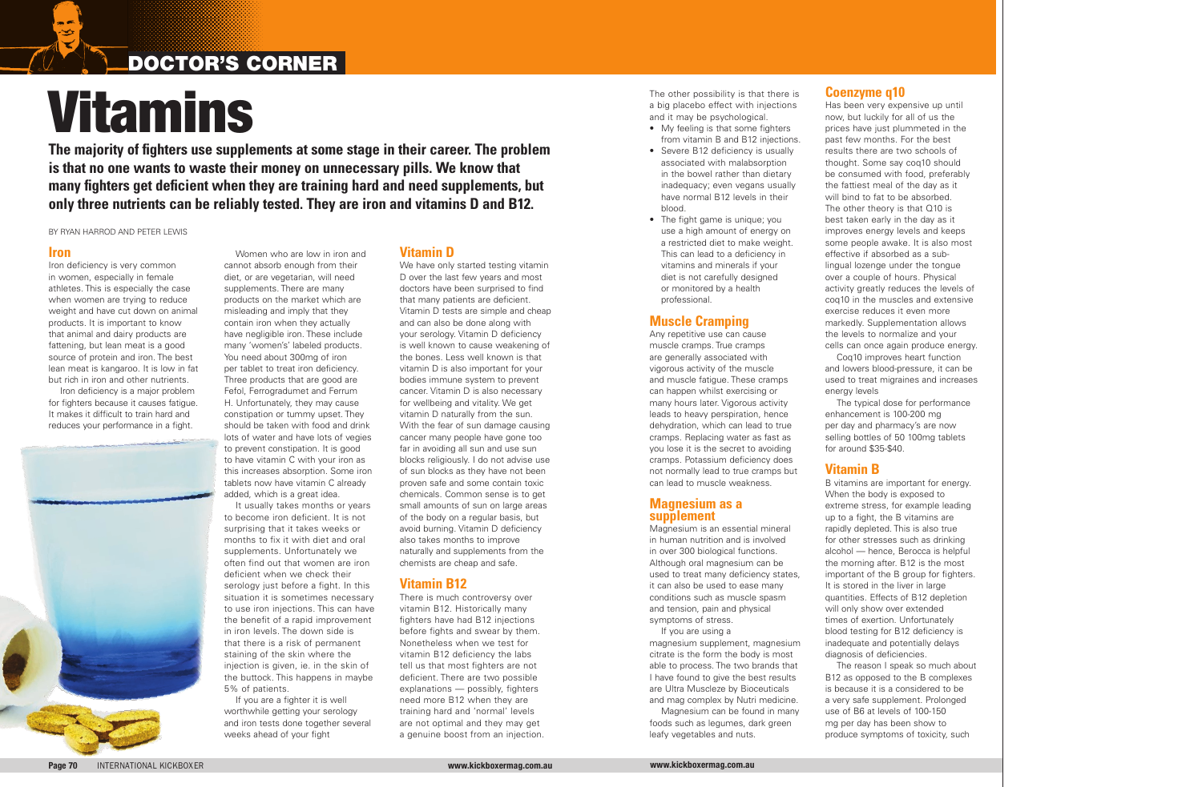# Vitamins

**The majority of fighters use supplements at some stage in their career. The problem is that no one wants to waste their money on unnecessary pills. We know that many fighters get deficient when they are training hard and need supplements, but only three nutrients can be reliably tested. They are iron and vitamins D and B12.**

BY RYAN HARROD AND PETER LEWIS

## Iron

Iron deficiency is very common in women, especially in female athletes. This is especially the case when women are trying to reduce weight and have cut down on animal products. It is important to know that animal and dairy products are fattening, but lean meat is a good source of protein and iron. The best lean meat is kangaroo. It is low in fat but rich in iron and other nutrients.

Iron deficiency is a major problem for fighters because it causes fatigue. It makes it difficult to train hard and reduces your performance in a fight.

Women who are low in iron and cannot absorb enough from their diet, or are vegetarian, will need supplements. There are many products on the market which are misleading and imply that they contain iron when they actually have negligible iron. These include many 'women's' labeled products. You need about 300mg of iron per tablet to treat iron deficiency. Three products that are good are Fefol, Ferrogradumet and Ferrum H. Unfortunately, they may cause constipation or tummy upset. They should be taken with food and drink lots of water and have lots of vegies to prevent constipation. It is good to have vitamin C with your iron as this increases absorption. Some iron tablets now have vitamin C already added, which is a great idea.

It usually takes months or years to become iron deficient. It is not surprising that it takes weeks or months to fix it with diet and oral supplements. Unfortunately we often find out that women are iron deficient when we check their serology just before a fight. In this situation it is sometimes necessary to use iron injections. This can have the benefit of a rapid improvement in iron levels. The down side is that there is a risk of permanent staining of the skin where the injection is given, ie. in the skin of the buttock. This happens in maybe 5% of patients.

If you are a fighter it is well worthwhile getting your serology and iron tests done together several weeks ahead of your fight

## Vitamin D

We have only started testing vitamin D over the last few years and most doctors have been surprised to find that many patients are deficient. Vitamin D tests are simple and cheap and can also be done along with your serology. Vitamin D deficiency is well known to cause weakening of the bones. Less well known is that vitamin D is also important for your bodies immune system to prevent cancer. Vitamin D is also necessary for wellbeing and vitality. We get vitamin D naturally from the sun. With the fear of sun damage causing cancer many people have gone too far in avoiding all sun and use sun blocks religiously. I do not advise use of sun blocks as they have not been proven safe and some contain toxic chemicals. Common sense is to get small amounts of sun on large areas of the body on a regular basis, but avoid burning. Vitamin D deficiency also takes months to improve naturally and supplements from the chemists are cheap and safe.

## Vitamin B12

There is much controversy over vitamin B12. Historically many fighters have had B12 injections before fights and swear by them. Nonetheless when we test for vitamin B12 deficiency the labs tell us that most fighters are not deficient. There are two possible explanations — possibly, fighters need more B12 when they are training hard and 'normal' levels are not optimal and they may get a genuine boost from an injection. The other possibility is that there is a big placebo effect with injections and it may be psychological.

- My feeling is that some fighters from vitamin B and B12 injections.
- Severe B12 deficiency is usually associated with malabsorption in the bowel rather than dietary inadequacy; even vegans usually have normal B12 levels in their blood.
- The fight game is unique; you use a high amount of energy on a restricted diet to make weight. This can lead to a deficiency in vitamins and minerals if your diet is not carefully designed or monitored by a health professional.

## Muscle Cramping

Any repetitive use can cause muscle cramps. True cramps are generally associated with vigorous activity of the muscle and muscle fatigue. These cramps can happen whilst exercising or many hours later. Vigorous activity leads to heavy perspiration, hence dehydration, which can lead to true cramps. Replacing water as fast as you lose it is the secret to avoiding cramps. Potassium deficiency does not normally lead to true cramps but can lead to muscle weakness.

## Magnesium as a supplement

Magnesium is an essential mineral in human nutrition and is involved in over 300 biological functions. Although oral magnesium can be used to treat many deficiency states, it can also be used to ease many conditions such as muscle spasm and tension, pain and physical symptoms of stress.

If you are using a magnesium supplement, magnesium citrate is the form the body is most able to process. The two brands that I have found to give the best results are Ultra Muscleze by Bioceuticals and mag complex by Nutri medicine.

Magnesium can be found in many foods such as legumes, dark green leafy vegetables and nuts.

## Coenzyme q10

Has been very expensive up until now, but luckily for all of us the prices have just plummeted in the past few months. For the best results there are two schools of thought. Some say coq10 should be consumed with food, preferably the fattiest meal of the day as it will bind to fat to be absorbed. The other theory is that Q10 is best taken early in the day as it improves energy levels and keeps some people awake. It is also most effective if absorbed as a sub-lingual lozenge under the tongue over a couple of hours. Physical activity greatly reduces the levels of coq10 in the muscles and extensive exercise reduces it even more markedly. Supplementation allows the levels to normalize and your cells can once again produce energy.

Coq10 improves heart function and lowers blood-pressure, it can be used to treat migraines and increases energy levels

The typical dose for performance enhancement is 100-200 mg per day and pharmacy's are now selling bottles of 50 100mg tablets for around $35-$40.

## Vitamin B

B vitamins are important for energy. When the body is exposed to extreme stress, for example leading up to a fight, the B vitamins are rapidly depleted. This is also true for other stresses such as drinking alcohol — hence, Berocca is helpful the morning after. B12 is the most important of the B group for fighters. It is stored in the liver in large quantities. Effects of B12 depletion will only show over extended times of exertion. Unfortunately blood testing for B12 deficiency is inadequate and potentially delays diagnosis of deficiencies.

The reason I speak so much about B12 as opposed to the B complexes is because it is a considered to be a very safe supplement. Prolonged use of B6 at levels of 100-150 mg per day has been show to produce symptoms of toxicity, such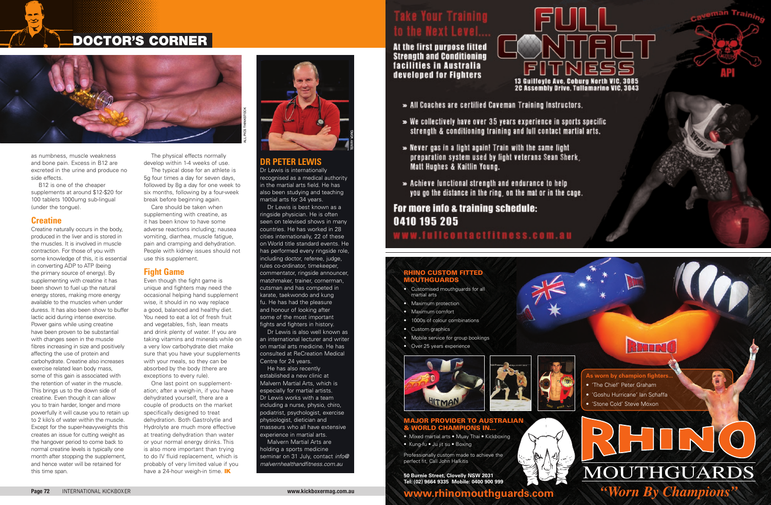# DOCTOR'S CORNER

as numbness, muscle weakness and bone pain. Excess in B12 are excreted in the urine and produce no side effects.

B12 is one of the cheaper supplements at around $12-$20 for 100 tablets 1000umg sub-lingual (under the tongue).

## Creatine

Creatine naturally occurs in the body, produced in the liver and is stored in the muscles. It is involved in muscle contraction. For those of you with some knowledge of this, it is essential in converting ADP to ATP (being the primary source of energy). By supplementing with creatine it has been shown to fuel up the natural energy stores, making more energy available to the muscles when under duress. It has also been show to buffer lactic acid during intense exercise. Power gains while using creatine have been proven to be substantial with changes seen in the muscle fibres increasing in size and positively affecting the use of protein and carbohydrate. Creatine also increases exercise related lean body mass, some of this gain is associated with the retention of water in the muscle. This brings us to the down side of creatine. Even though it can allow you to train harder, longer and more powerfully it will cause you to retain up to 2 kilo's of water within the muscle. Except for the super-heavyweights this creates an issue for cutting weight as the hangover period to come back to normal creatine levels is typically one month after stopping the supplement, and hence water will be retained for this time span.

The physical effects normally develop within 1-4 weeks of use.

The typical dose for an athlete is 5g four times a day for seven days, followed by 8g a day for one week to six months, following by a four-week break before beginning again.

Care should be taken when supplementing with creatine, as it has been know to have some adverse reactions including; nausea vomiting, diarrhea, muscle fatigue, pain and cramping and dehydration. People with kidney issues should not use this supplement.

## Fight Game

Even though the fight game is unique and fighters may need the occasional helping hand supplement wise, it should in no way replace a good, balanced and healthy diet. You need to eat a lot of fresh fruit and vegetables, fish, lean meats and drink plenty of water. If you are taking vitamins and minerals while on a very low carbohydrate diet make sure that you have your supplements with your meals, so they can be absorbed by the body (there are exceptions to every rule).

One last point on supplementation; after a weigh-in, if you have dehydrated yourself, there are a couple of products on the market specifically designed to treat dehydration. Both Gastrolyte and Hydrolyte are much more effective at treating dehydration than water or your normal energy drinks. This is also more important than trying to do IV fluid replacement, which is probably of very limited value if you have a 24-hour weigh-in time. **IK**

ALL PICS THINKSTOCK

TERRY VORG

## DR PETER LEWIS

Dr Lewis is internationally recognised as a medical authority in the martial arts field. He has also been studying and teaching martial arts for 34 years.

Dr Lewis is best known as a ringside physician. He is often seen on televised shows in many countries. He has worked in 28 cities internationally, 22 of these on World title standard events. He has performed every ringside role, including doctor, referee, judge, rules co-ordinator, timekeeper, commentator, ringside announcer, matchmaker, trainer, cornerman, cutsman and has competed in karate, taekwondo and kung fu. He has had the pleasure and honour of looking after some of the most important fights and fighters in history.

Dr Lewis is also well known as an international lecturer and writer on martial arts medicine. He has consulted at ReCreation Medical Centre for 24 years.

He has also recently established a new clinic at Malvern Martial Arts, which is especially for martial artists. Dr Lewis works with a team including a nurse, physio, chiro, podiatrist, psychologist, exercise physiologist, dietician and masseurs who all have extensive experience in martial arts.

Malvern Martial Arts are holding a sports medicine seminar on 31 July, contact *info@malvernhealthandfitness.com.au*

---

# FULL CONTACT FITNESS

**Take Your Training to the Next Level....**

**At the first purpose fitted Strength and Conditioning facilities in Australia developed for Fighters**

Caveman Training API

**13 Guilfoyle Ave, Coburg North VIC, 3085**
**2C Assembly Drive, Tullamarine VIC, 3043**

- » All Coaches are certified Caveman Training Instructors.
- » We collectively have over 35 years experience in sports specific strength & conditioning training and full contact martial arts.
- » Never gas in a fight again! Train with the same fight preparation system used by fight veterans Sean Sherk, Matt Hughes & Kaitlin Young.
- » Achieve functional strength and endurance to help you go the distance in the ring, on the mat or in the cage.

**For more info & training schedule:**
**0410 195 205**
**www.fullcontactfitness.com.au**

---

# RHINO MOUTHGUARDS

*"Worn By Champions"*

### RHINO CUSTOM FITTED MOUTHGUARDS

- Customised mouthguards for all martial arts
- Maximum protection
- Maximum comfort
- 1000s of colour combinations
- Custom graphics
- Mobile service for group bookings
- Over 25 years experience

**As worn by champion fighters...**

- 'The Chief' Peter Graham
- 'Goshu Hurricane' Ian Schaffa
- 'Stone Cold' Steve Moxon

### MAJOR PROVIDER TO AUSTRALIAN & WORLD CHAMPIONS IN...

- Mixed martial arts • Muay Thai • Kickboxing
- Kung-fu • Ju jit su • Boxing

Professionally custom made to achieve the perfect fit, Call John Halkitis

**50 Burnie Street, Clovelly NSW 2031**
**Tel: (02) 9664 9335 Mobile: 0400 900 999**

**www.rhinomouthguards.com**